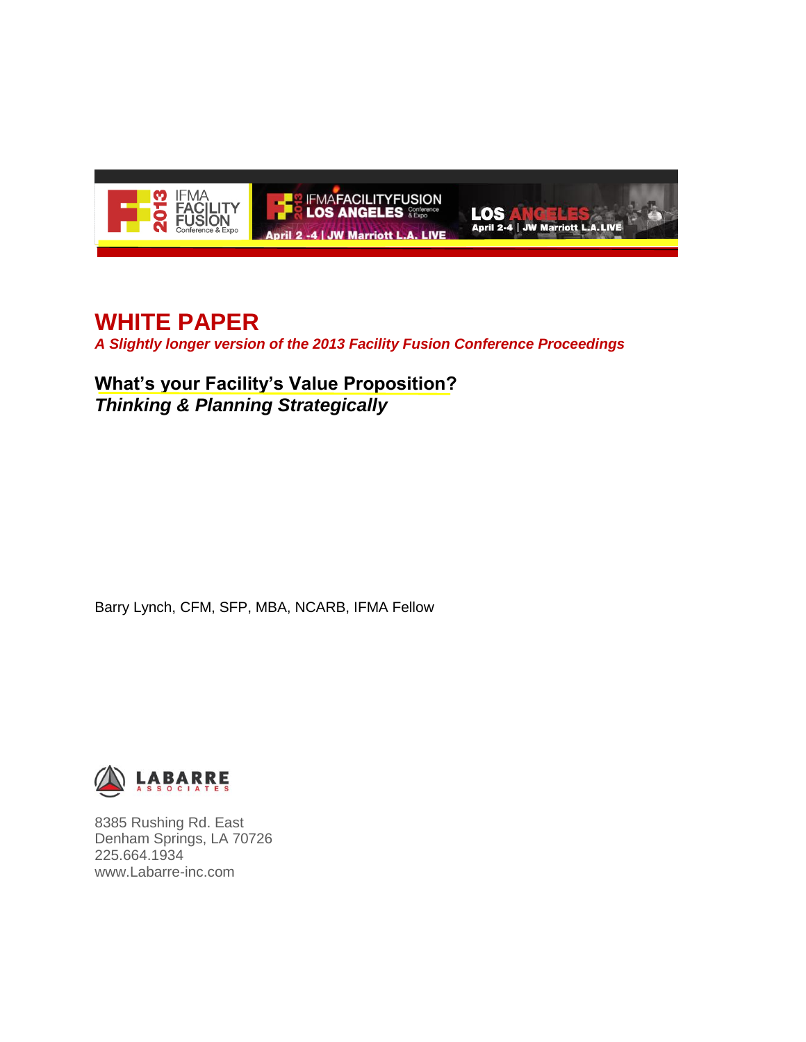# WHITE PAPER

***A Slightly longer version of the 2013 Facility Fusion Conference Proceedings***

## What's your Facility's Value Proposition?

***Thinking & Planning Strategically***

Barry Lynch, CFM, SFP, MBA, NCARB, IFMA Fellow

LABARRE ASSOCIATES

8385 Rushing Rd. East
Denham Springs, LA 70726
225.664.1934
www.Labarre-inc.com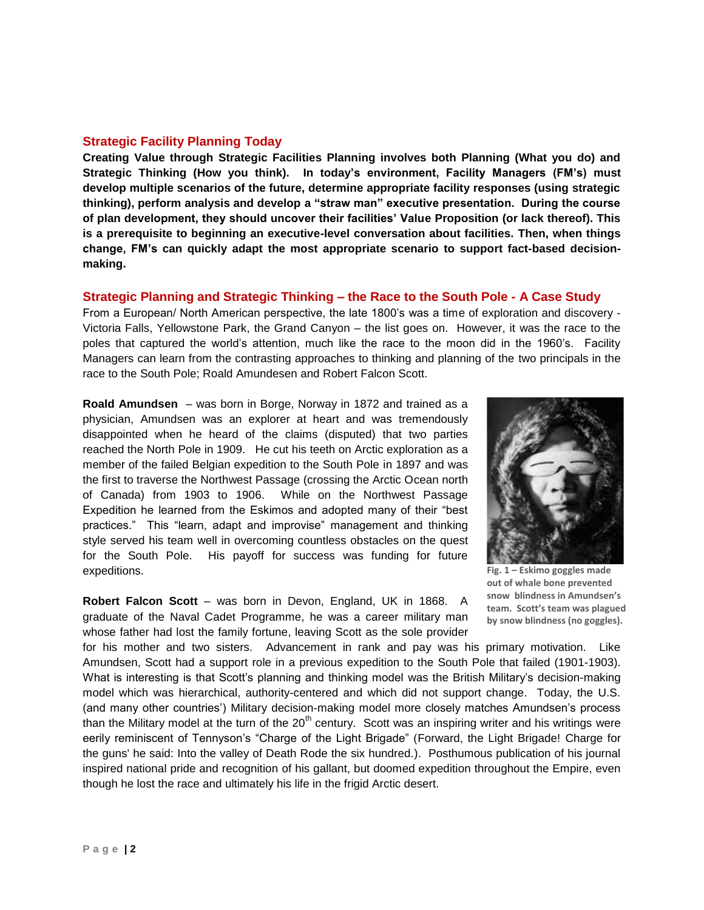## Strategic Facility Planning Today

**Creating Value through Strategic Facilities Planning involves both Planning (What you do) and Strategic Thinking (How you think). In today's environment, Facility Managers (FM's) must develop multiple scenarios of the future, determine appropriate facility responses (using strategic thinking), perform analysis and develop a "straw man" executive presentation. During the course of plan development, they should uncover their facilities' Value Proposition (or lack thereof). This is a prerequisite to beginning an executive-level conversation about facilities. Then, when things change, FM's can quickly adapt the most appropriate scenario to support fact-based decision-making.**

## Strategic Planning and Strategic Thinking – the Race to the South Pole - A Case Study

From a European/ North American perspective, the late 1800's was a time of exploration and discovery - Victoria Falls, Yellowstone Park, the Grand Canyon – the list goes on. However, it was the race to the poles that captured the world's attention, much like the race to the moon did in the 1960's. Facility Managers can learn from the contrasting approaches to thinking and planning of the two principals in the race to the South Pole; Roald Amundesen and Robert Falcon Scott.

**Roald Amundsen** – was born in Borge, Norway in 1872 and trained as a physician, Amundsen was an explorer at heart and was tremendously disappointed when he heard of the claims (disputed) that two parties reached the North Pole in 1909. He cut his teeth on Arctic exploration as a member of the failed Belgian expedition to the South Pole in 1897 and was the first to traverse the Northwest Passage (crossing the Arctic Ocean north of Canada) from 1903 to 1906. While on the Northwest Passage Expedition he learned from the Eskimos and adopted many of their "best practices." This "learn, adapt and improvise" management and thinking style served his team well in overcoming countless obstacles on the quest for the South Pole. His payoff for success was funding for future expeditions.

**Fig. 1 – Eskimo goggles made out of whale bone prevented snow blindness in Amundsen's team. Scott's team was plagued by snow blindness (no goggles).**

**Robert Falcon Scott** – was born in Devon, England, UK in 1868. A graduate of the Naval Cadet Programme, he was a career military man whose father had lost the family fortune, leaving Scott as the sole provider for his mother and two sisters. Advancement in rank and pay was his primary motivation. Like Amundsen, Scott had a support role in a previous expedition to the South Pole that failed (1901-1903). What is interesting is that Scott's planning and thinking model was the British Military's decision-making model which was hierarchical, authority-centered and which did not support change. Today, the U.S. (and many other countries') Military decision-making model more closely matches Amundsen's process than the Military model at the turn of the 20th century. Scott was an inspiring writer and his writings were eerily reminiscent of Tennyson's "Charge of the Light Brigade" (Forward, the Light Brigade! Charge for the guns' he said: Into the valley of Death Rode the six hundred.). Posthumous publication of his journal inspired national pride and recognition of his gallant, but doomed expedition throughout the Empire, even though he lost the race and ultimately his life in the frigid Arctic desert.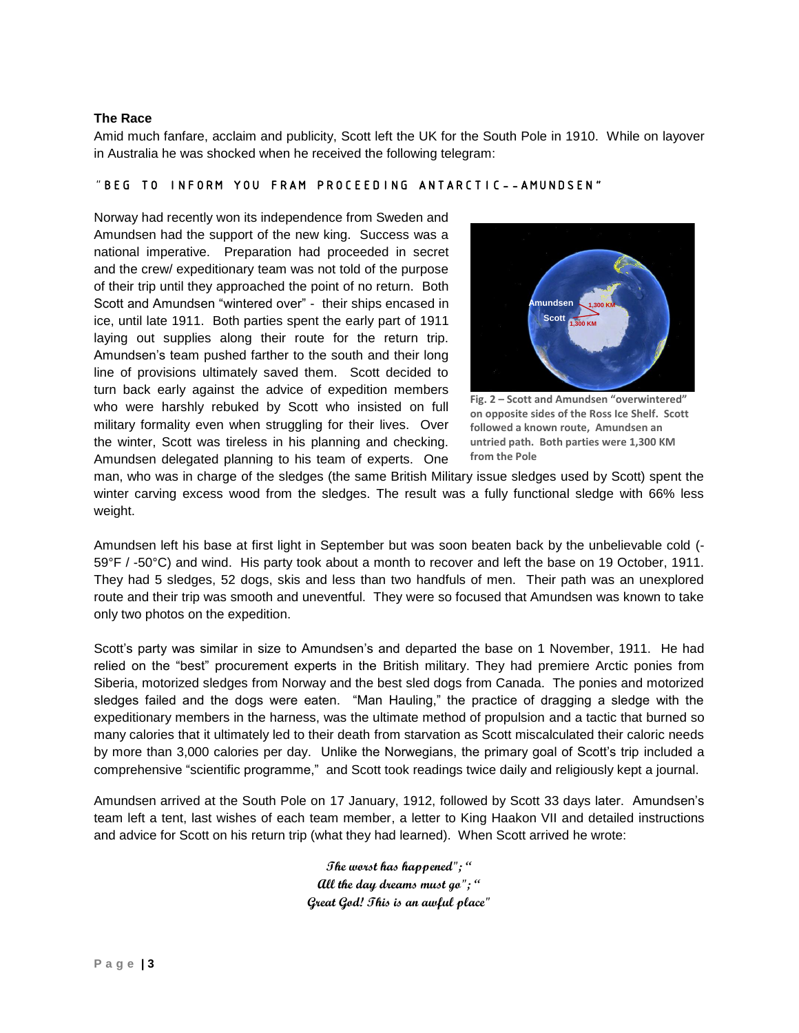**The Race**

Amid much fanfare, acclaim and publicity, Scott left the UK for the South Pole in 1910. While on layover in Australia he was shocked when he received the following telegram:

"BEG TO INFORM YOU FRAM PROCEEDING ANTARCTIC--AMUNDSEN"

Norway had recently won its independence from Sweden and Amundsen had the support of the new king. Success was a national imperative. Preparation had proceeded in secret and the crew/ expeditionary team was not told of the purpose of their trip until they approached the point of no return. Both Scott and Amundsen "wintered over" - their ships encased in ice, until late 1911. Both parties spent the early part of 1911 laying out supplies along their route for the return trip. Amundsen's team pushed farther to the south and their long line of provisions ultimately saved them. Scott decided to turn back early against the advice of expedition members who were harshly rebuked by Scott who insisted on full military formality even when struggling for their lives. Over the winter, Scott was tireless in his planning and checking. Amundsen delegated planning to his team of experts. One man, who was in charge of the sledges (the same British Military issue sledges used by Scott) spent the winter carving excess wood from the sledges. The result was a fully functional sledge with 66% less weight.

**Fig. 2 – Scott and Amundsen "overwintered" on opposite sides of the Ross Ice Shelf. Scott followed a known route, Amundsen an untried path. Both parties were 1,300 KM from the Pole**

Amundsen left his base at first light in September but was soon beaten back by the unbelievable cold (-59°F / -50°C) and wind. His party took about a month to recover and left the base on 19 October, 1911. They had 5 sledges, 52 dogs, skis and less than two handfuls of men. Their path was an unexplored route and their trip was smooth and uneventful. They were so focused that Amundsen was known to take only two photos on the expedition.

Scott's party was similar in size to Amundsen's and departed the base on 1 November, 1911. He had relied on the "best" procurement experts in the British military. They had premiere Arctic ponies from Siberia, motorized sledges from Norway and the best sled dogs from Canada. The ponies and motorized sledges failed and the dogs were eaten. "Man Hauling," the practice of dragging a sledge with the expeditionary members in the harness, was the ultimate method of propulsion and a tactic that burned so many calories that it ultimately led to their death from starvation as Scott miscalculated their caloric needs by more than 3,000 calories per day. Unlike the Norwegians, the primary goal of Scott's trip included a comprehensive "scientific programme," and Scott took readings twice daily and religiously kept a journal.

Amundsen arrived at the South Pole on 17 January, 1912, followed by Scott 33 days later. Amundsen's team left a tent, last wishes of each team member, a letter to King Haakon VII and detailed instructions and advice for Scott on his return trip (what they had learned). When Scott arrived he wrote:

*The worst has happened"; "*
*All the day dreams must go"; "*
*Great God! This is an awful place"*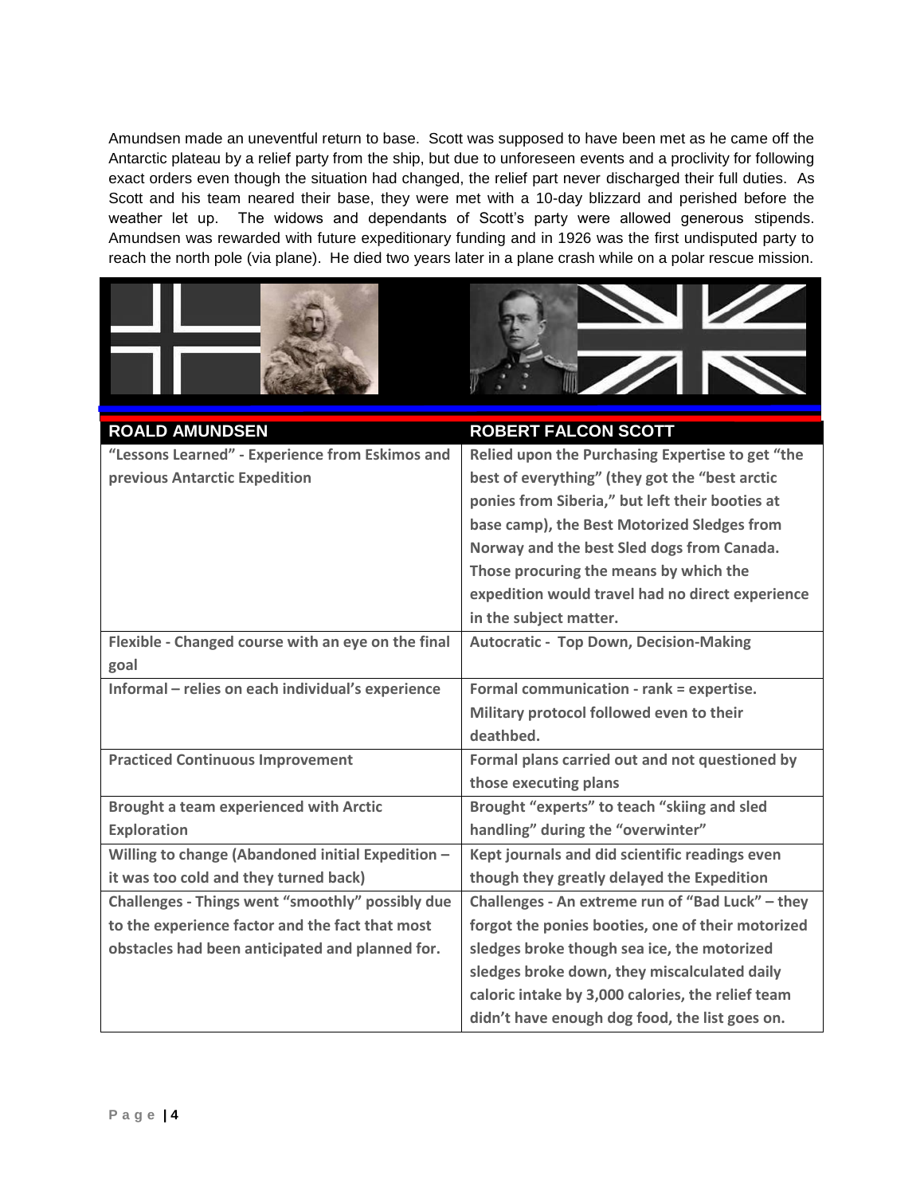Amundsen made an uneventful return to base. Scott was supposed to have been met as he came off the Antarctic plateau by a relief party from the ship, but due to unforeseen events and a proclivity for following exact orders even though the situation had changed, the relief part never discharged their full duties. As Scott and his team neared their base, they were met with a 10-day blizzard and perished before the weather let up. The widows and dependants of Scott's party were allowed generous stipends. Amundsen was rewarded with future expeditionary funding and in 1926 was the first undisputed party to reach the north pole (via plane). He died two years later in a plane crash while on a polar rescue mission.

| ROALD AMUNDSEN | ROBERT FALCON SCOTT |
|---|---|
| **"Lessons Learned" - Experience from Eskimos and previous Antarctic Expedition** | **Relied upon the Purchasing Expertise to get "the best of everything" (they got the "best arctic ponies from Siberia," but left their booties at base camp), the Best Motorized Sledges from Norway and the best Sled dogs from Canada. Those procuring the means by which the expedition would travel had no direct experience in the subject matter.** |
| **Flexible - Changed course with an eye on the final goal** | **Autocratic - Top Down, Decision-Making** |
| **Informal – relies on each individual's experience** | **Formal communication - rank = expertise. Military protocol followed even to their deathbed.** |
| **Practiced Continuous Improvement** | **Formal plans carried out and not questioned by those executing plans** |
| **Brought a team experienced with Arctic Exploration** | **Brought "experts" to teach "skiing and sled handling" during the "overwinter"** |
| **Willing to change (Abandoned initial Expedition – it was too cold and they turned back)** | **Kept journals and did scientific readings even though they greatly delayed the Expedition** |
| **Challenges - Things went "smoothly" possibly due to the experience factor and the fact that most obstacles had been anticipated and planned for.** | **Challenges - An extreme run of "Bad Luck" – they forgot the ponies booties, one of their motorized sledges broke though sea ice, the motorized sledges broke down, they miscalculated daily caloric intake by 3,000 calories, the relief team didn't have enough dog food, the list goes on.** |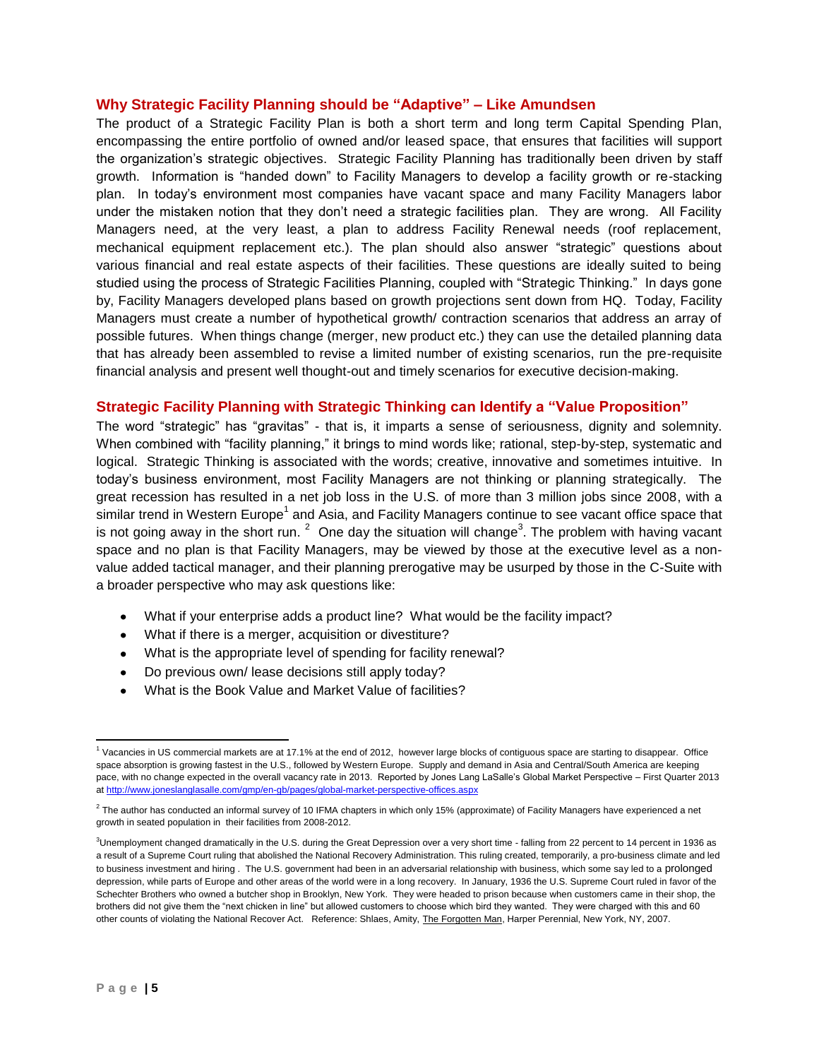## Why Strategic Facility Planning should be "Adaptive" – Like Amundsen

The product of a Strategic Facility Plan is both a short term and long term Capital Spending Plan, encompassing the entire portfolio of owned and/or leased space, that ensures that facilities will support the organization's strategic objectives. Strategic Facility Planning has traditionally been driven by staff growth. Information is "handed down" to Facility Managers to develop a facility growth or re-stacking plan. In today's environment most companies have vacant space and many Facility Managers labor under the mistaken notion that they don't need a strategic facilities plan. They are wrong. All Facility Managers need, at the very least, a plan to address Facility Renewal needs (roof replacement, mechanical equipment replacement etc.). The plan should also answer "strategic" questions about various financial and real estate aspects of their facilities. These questions are ideally suited to being studied using the process of Strategic Facilities Planning, coupled with "Strategic Thinking." In days gone by, Facility Managers developed plans based on growth projections sent down from HQ. Today, Facility Managers must create a number of hypothetical growth/ contraction scenarios that address an array of possible futures. When things change (merger, new product etc.) they can use the detailed planning data that has already been assembled to revise a limited number of existing scenarios, run the pre-requisite financial analysis and present well thought-out and timely scenarios for executive decision-making.

## Strategic Facility Planning with Strategic Thinking can Identify a "Value Proposition"

The word "strategic" has "gravitas" - that is, it imparts a sense of seriousness, dignity and solemnity. When combined with "facility planning," it brings to mind words like; rational, step-by-step, systematic and logical. Strategic Thinking is associated with the words; creative, innovative and sometimes intuitive. In today's business environment, most Facility Managers are not thinking or planning strategically. The great recession has resulted in a net job loss in the U.S. of more than 3 million jobs since 2008, with a similar trend in Western Europe[1] and Asia, and Facility Managers continue to see vacant office space that is not going away in the short run. [2] One day the situation will change[3]. The problem with having vacant space and no plan is that Facility Managers, may be viewed by those at the executive level as a non-value added tactical manager, and their planning prerogative may be usurped by those in the C-Suite with a broader perspective who may ask questions like:

- What if your enterprise adds a product line? What would be the facility impact?
- What if there is a merger, acquisition or divestiture?
- What is the appropriate level of spending for facility renewal?
- Do previous own/ lease decisions still apply today?
- What is the Book Value and Market Value of facilities?

---

[1] Vacancies in US commercial markets are at 17.1% at the end of 2012, however large blocks of contiguous space are starting to disappear. Office space absorption is growing fastest in the U.S., followed by Western Europe. Supply and demand in Asia and Central/South America are keeping pace, with no change expected in the overall vacancy rate in 2013. Reported by Jones Lang LaSalle's Global Market Perspective – First Quarter 2013 at http://www.joneslanglasalle.com/gmp/en-gb/pages/global-market-perspective-offices.aspx

[2] The author has conducted an informal survey of 10 IFMA chapters in which only 15% (approximate) of Facility Managers have experienced a net growth in seated population in their facilities from 2008-2012.

[3] Unemployment changed dramatically in the U.S. during the Great Depression over a very short time - falling from 22 percent to 14 percent in 1936 as a result of a Supreme Court ruling that abolished the National Recovery Administration. This ruling created, temporarily, a pro-business climate and led to business investment and hiring . The U.S. government had been in an adversarial relationship with business, which some say led to a prolonged depression, while parts of Europe and other areas of the world were in a long recovery. In January, 1936 the U.S. Supreme Court ruled in favor of the Schechter Brothers who owned a butcher shop in Brooklyn, New York. They were headed to prison because when customers came in their shop, the brothers did not give them the "next chicken in line" but allowed customers to choose which bird they wanted. They were charged with this and 60 other counts of violating the National Recover Act. Reference: Shlaes, Amity, The Forgotten Man, Harper Perennial, New York, NY, 2007.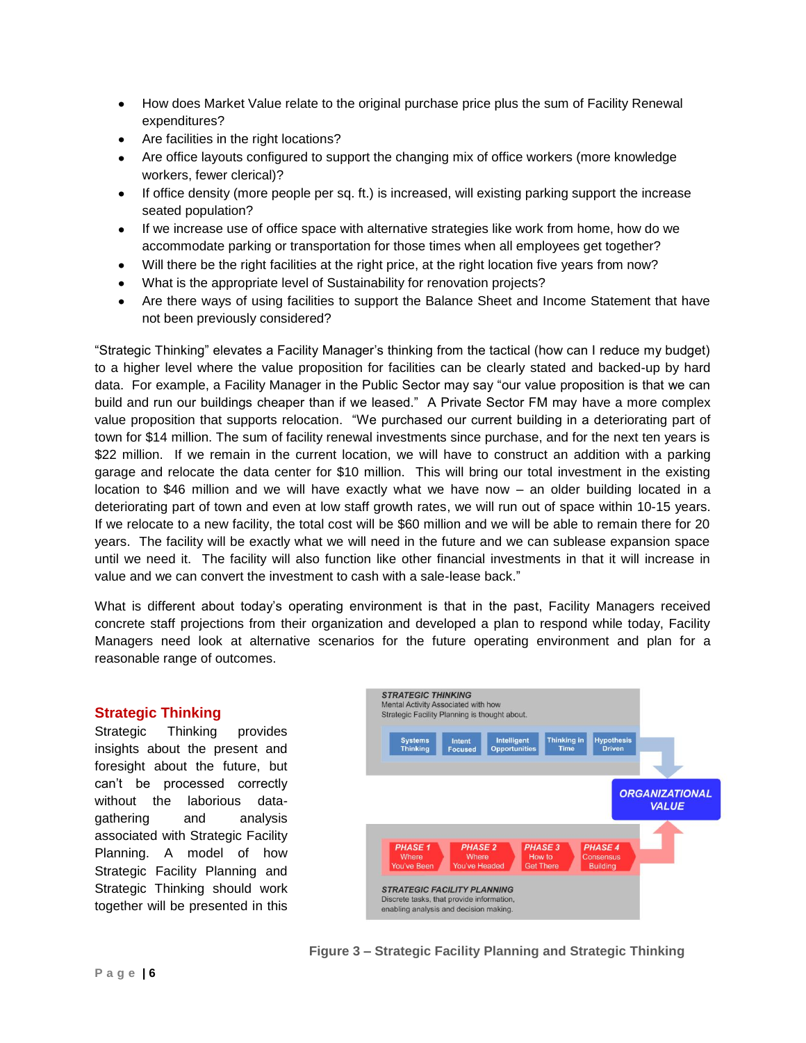- How does Market Value relate to the original purchase price plus the sum of Facility Renewal expenditures?
- Are facilities in the right locations?
- Are office layouts configured to support the changing mix of office workers (more knowledge workers, fewer clerical)?
- If office density (more people per sq. ft.) is increased, will existing parking support the increase seated population?
- If we increase use of office space with alternative strategies like work from home, how do we accommodate parking or transportation for those times when all employees get together?
- Will there be the right facilities at the right price, at the right location five years from now?
- What is the appropriate level of Sustainability for renovation projects?
- Are there ways of using facilities to support the Balance Sheet and Income Statement that have not been previously considered?

"Strategic Thinking" elevates a Facility Manager's thinking from the tactical (how can I reduce my budget) to a higher level where the value proposition for facilities can be clearly stated and backed-up by hard data. For example, a Facility Manager in the Public Sector may say "our value proposition is that we can build and run our buildings cheaper than if we leased." A Private Sector FM may have a more complex value proposition that supports relocation. "We purchased our current building in a deteriorating part of town for $14 million. The sum of facility renewal investments since purchase, and for the next ten years is $22 million. If we remain in the current location, we will have to construct an addition with a parking garage and relocate the data center for $10 million. This will bring our total investment in the existing location to $46 million and we will have exactly what we have now – an older building located in a deteriorating part of town and even at low staff growth rates, we will run out of space within 10-15 years. If we relocate to a new facility, the total cost will be $60 million and we will be able to remain there for 20 years. The facility will be exactly what we will need in the future and we can sublease expansion space until we need it. The facility will also function like other financial investments in that it will increase in value and we can convert the investment to cash with a sale-lease back."

What is different about today's operating environment is that in the past, Facility Managers received concrete staff projections from their organization and developed a plan to respond while today, Facility Managers need look at alternative scenarios for the future operating environment and plan for a reasonable range of outcomes.

## Strategic Thinking

Strategic Thinking provides insights about the present and foresight about the future, but can't be processed correctly without the laborious data-gathering and analysis associated with Strategic Facility Planning. A model of how Strategic Facility Planning and Strategic Thinking should work together will be presented in this

**STRATEGIC THINKING**
Mental Activity Associated with how Strategic Facility Planning is thought about.

Systems Thinking | Intent Focused | Intelligent Opportunities | Thinking in Time | Hypothesis Driven

**ORGANIZATIONAL VALUE**

PHASE 1 Where You've Been | PHASE 2 Where You've Headed | PHASE 3 How to Get There | PHASE 4 Consensus Building

**STRATEGIC FACILITY PLANNING**
Discrete tasks, that provide information, enabling analysis and decision making.

**Figure 3 – Strategic Facility Planning and Strategic Thinking**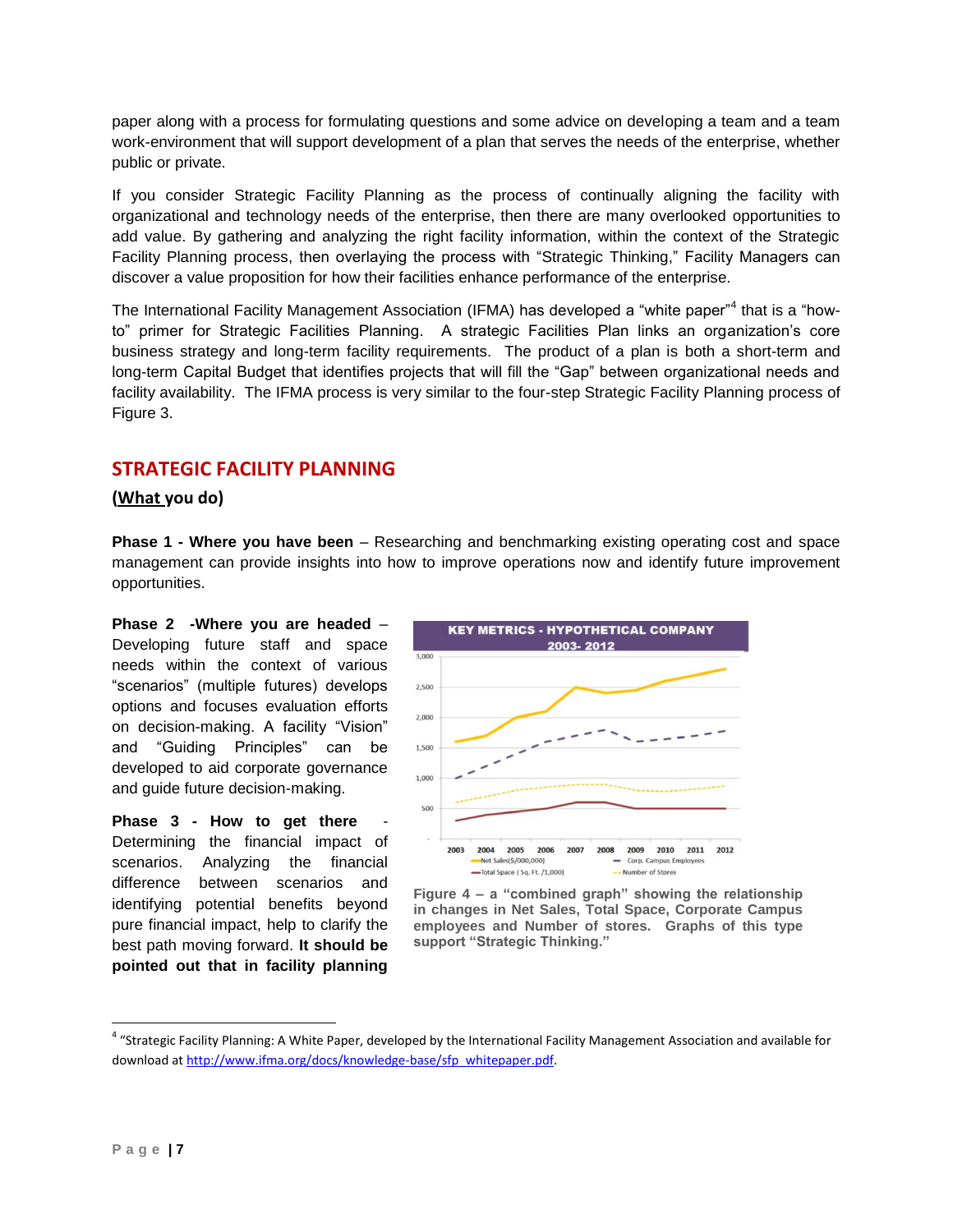paper along with a process for formulating questions and some advice on developing a team and a team work-environment that will support development of a plan that serves the needs of the enterprise, whether public or private.

If you consider Strategic Facility Planning as the process of continually aligning the facility with organizational and technology needs of the enterprise, then there are many overlooked opportunities to add value. By gathering and analyzing the right facility information, within the context of the Strategic Facility Planning process, then overlaying the process with "Strategic Thinking," Facility Managers can discover a value proposition for how their facilities enhance performance of the enterprise.

The International Facility Management Association (IFMA) has developed a "white paper"[4] that is a "how-to" primer for Strategic Facilities Planning. A strategic Facilities Plan links an organization's core business strategy and long-term facility requirements. The product of a plan is both a short-term and long-term Capital Budget that identifies projects that will fill the "Gap" between organizational needs and facility availability. The IFMA process is very similar to the four-step Strategic Facility Planning process of Figure 3.

## STRATEGIC FACILITY PLANNING

**(What you do)**

**Phase 1 - Where you have been** – Researching and benchmarking existing operating cost and space management can provide insights into how to improve operations now and identify future improvement opportunities.

**Phase 2 -Where you are headed** – Developing future staff and space needs within the context of various "scenarios" (multiple futures) develops options and focuses evaluation efforts on decision-making. A facility "Vision" and "Guiding Principles" can be developed to aid corporate governance and guide future decision-making.

**Phase 3 - How to get there** - Determining the financial impact of scenarios. Analyzing the financial difference between scenarios and identifying potential benefits beyond pure financial impact, help to clarify the best path moving forward. **It should be pointed out that in facility planning**

KEY METRICS - HYPOTHETICAL COMPANY 2003- 2012

Figure 4 – a "combined graph" showing the relationship in changes in Net Sales, Total Space, Corporate Campus employees and Number of stores. Graphs of this type support "Strategic Thinking."

---

[4] "Strategic Facility Planning: A White Paper, developed by the International Facility Management Association and available for download at http://www.ifma.org/docs/knowledge-base/sfp_whitepaper.pdf.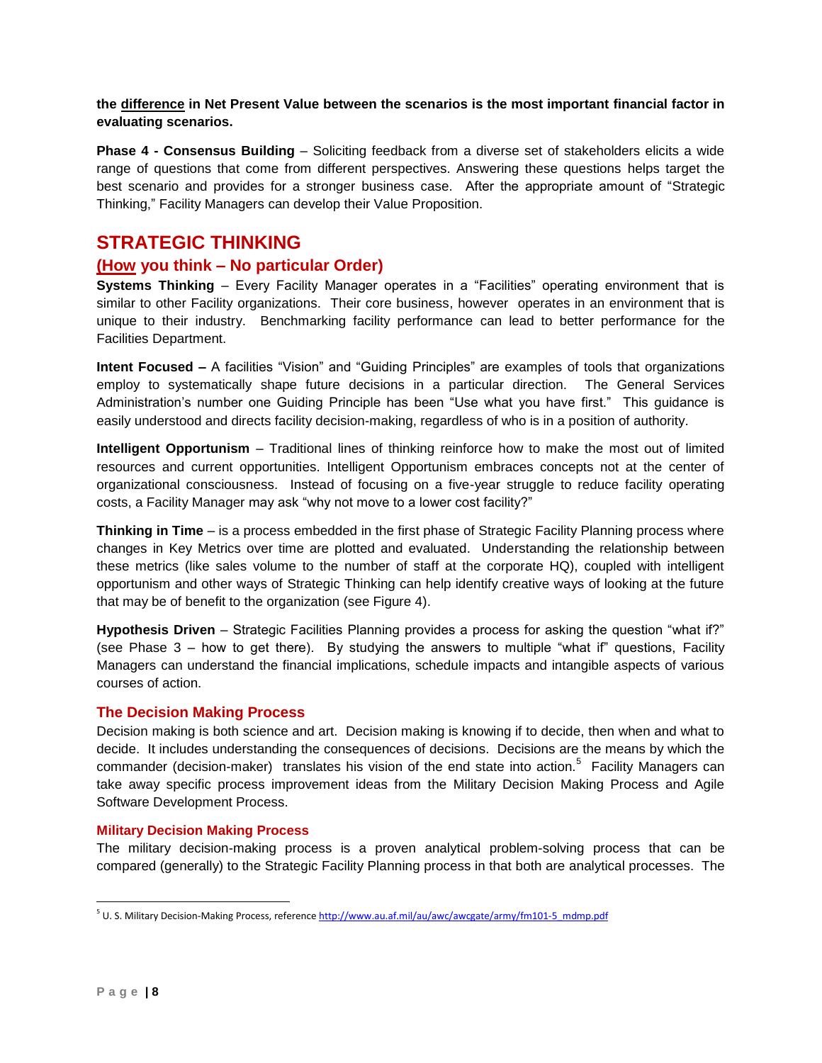**the difference in Net Present Value between the scenarios is the most important financial factor in evaluating scenarios.**

**Phase 4 - Consensus Building** – Soliciting feedback from a diverse set of stakeholders elicits a wide range of questions that come from different perspectives. Answering these questions helps target the best scenario and provides for a stronger business case. After the appropriate amount of "Strategic Thinking," Facility Managers can develop their Value Proposition.

# STRATEGIC THINKING

## (How you think – No particular Order)

**Systems Thinking** – Every Facility Manager operates in a "Facilities" operating environment that is similar to other Facility organizations. Their core business, however operates in an environment that is unique to their industry. Benchmarking facility performance can lead to better performance for the Facilities Department.

**Intent Focused –** A facilities "Vision" and "Guiding Principles" are examples of tools that organizations employ to systematically shape future decisions in a particular direction. The General Services Administration's number one Guiding Principle has been "Use what you have first." This guidance is easily understood and directs facility decision-making, regardless of who is in a position of authority.

**Intelligent Opportunism** – Traditional lines of thinking reinforce how to make the most out of limited resources and current opportunities. Intelligent Opportunism embraces concepts not at the center of organizational consciousness. Instead of focusing on a five-year struggle to reduce facility operating costs, a Facility Manager may ask "why not move to a lower cost facility?"

**Thinking in Time** – is a process embedded in the first phase of Strategic Facility Planning process where changes in Key Metrics over time are plotted and evaluated. Understanding the relationship between these metrics (like sales volume to the number of staff at the corporate HQ), coupled with intelligent opportunism and other ways of Strategic Thinking can help identify creative ways of looking at the future that may be of benefit to the organization (see Figure 4).

**Hypothesis Driven** – Strategic Facilities Planning provides a process for asking the question "what if?" (see Phase 3 – how to get there). By studying the answers to multiple "what if" questions, Facility Managers can understand the financial implications, schedule impacts and intangible aspects of various courses of action.

### The Decision Making Process

Decision making is both science and art. Decision making is knowing if to decide, then when and what to decide. It includes understanding the consequences of decisions. Decisions are the means by which the commander (decision-maker) translates his vision of the end state into action.[5] Facility Managers can take away specific process improvement ideas from the Military Decision Making Process and Agile Software Development Process.

#### Military Decision Making Process

The military decision-making process is a proven analytical problem-solving process that can be compared (generally) to the Strategic Facility Planning process in that both are analytical processes. The

[5] U. S. Military Decision-Making Process, reference http://www.au.af.mil/au/awc/awcgate/army/fm101-5_mdmp.pdf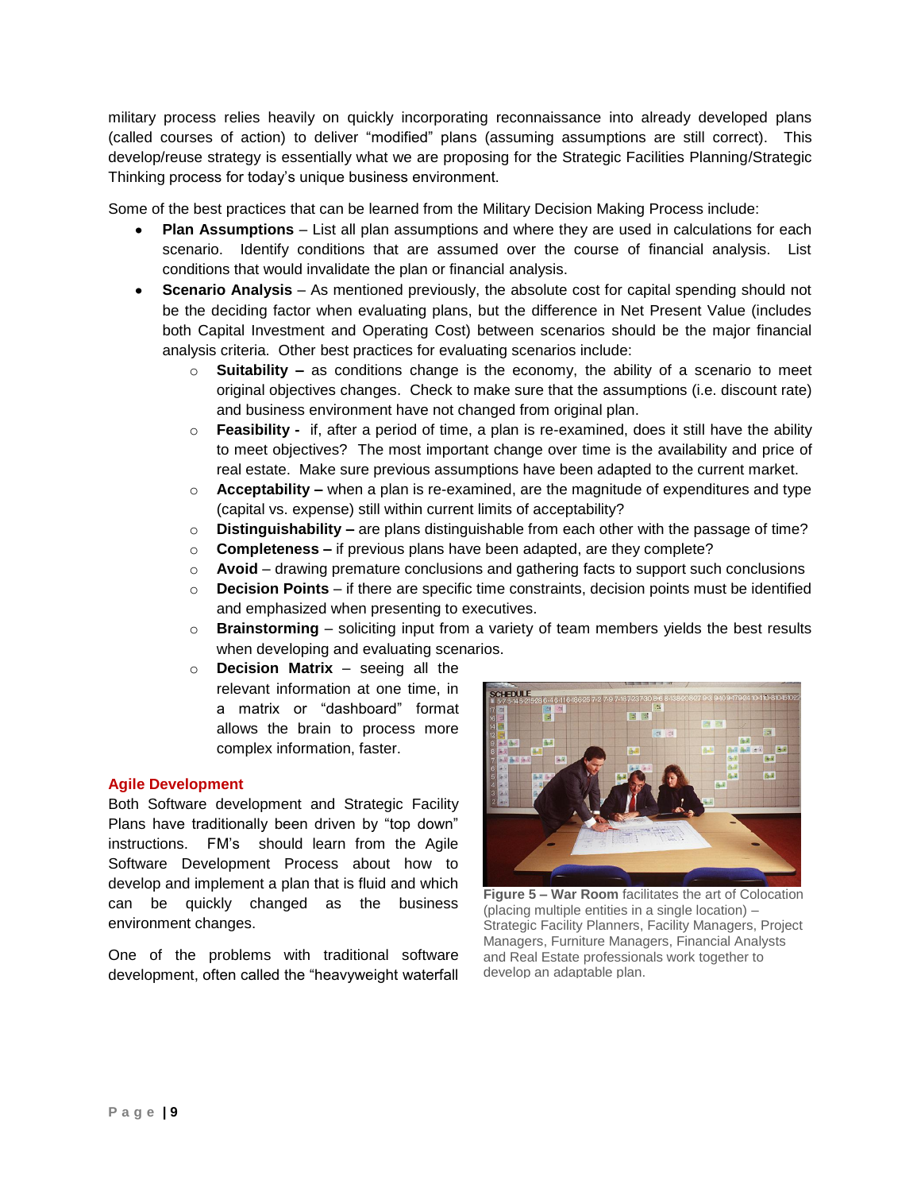military process relies heavily on quickly incorporating reconnaissance into already developed plans (called courses of action) to deliver "modified" plans (assuming assumptions are still correct). This develop/reuse strategy is essentially what we are proposing for the Strategic Facilities Planning/Strategic Thinking process for today's unique business environment.

Some of the best practices that can be learned from the Military Decision Making Process include:

- **Plan Assumptions** – List all plan assumptions and where they are used in calculations for each scenario. Identify conditions that are assumed over the course of financial analysis. List conditions that would invalidate the plan or financial analysis.
- **Scenario Analysis** – As mentioned previously, the absolute cost for capital spending should not be the deciding factor when evaluating plans, but the difference in Net Present Value (includes both Capital Investment and Operating Cost) between scenarios should be the major financial analysis criteria. Other best practices for evaluating scenarios include:
  - **Suitability –** as conditions change is the economy, the ability of a scenario to meet original objectives changes. Check to make sure that the assumptions (i.e. discount rate) and business environment have not changed from original plan.
  - **Feasibility -** if, after a period of time, a plan is re-examined, does it still have the ability to meet objectives? The most important change over time is the availability and price of real estate. Make sure previous assumptions have been adapted to the current market.
  - **Acceptability –** when a plan is re-examined, are the magnitude of expenditures and type (capital vs. expense) still within current limits of acceptability?
  - **Distinguishability –** are plans distinguishable from each other with the passage of time?
  - **Completeness –** if previous plans have been adapted, are they complete?
  - **Avoid** – drawing premature conclusions and gathering facts to support such conclusions
  - **Decision Points** – if there are specific time constraints, decision points must be identified and emphasized when presenting to executives.
  - **Brainstorming** – soliciting input from a variety of team members yields the best results when developing and evaluating scenarios.
  - **Decision Matrix** – seeing all the relevant information at one time, in a matrix or "dashboard" format allows the brain to process more complex information, faster.

## Agile Development

Both Software development and Strategic Facility Plans have traditionally been driven by "top down" instructions. FM's should learn from the Agile Software Development Process about how to develop and implement a plan that is fluid and which can be quickly changed as the business environment changes.

**Figure 5 – War Room** facilitates the art of Colocation (placing multiple entities in a single location) – Strategic Facility Planners, Facility Managers, Project Managers, Furniture Managers, Financial Analysts and Real Estate professionals work together to develop an adaptable plan.

One of the problems with traditional software development, often called the "heavyweight waterfall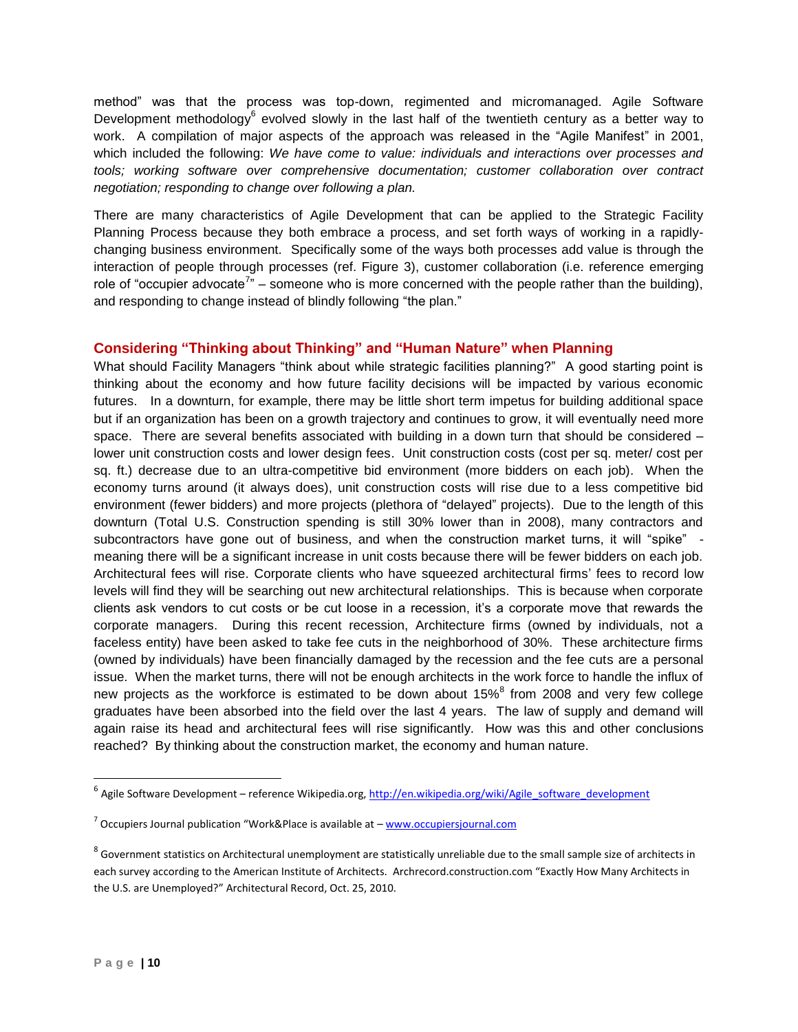method" was that the process was top-down, regimented and micromanaged. Agile Software Development methodology[6] evolved slowly in the last half of the twentieth century as a better way to work. A compilation of major aspects of the approach was released in the "Agile Manifest" in 2001, which included the following: *We have come to value: individuals and interactions over processes and tools; working software over comprehensive documentation; customer collaboration over contract negotiation; responding to change over following a plan.*

There are many characteristics of Agile Development that can be applied to the Strategic Facility Planning Process because they both embrace a process, and set forth ways of working in a rapidly-changing business environment. Specifically some of the ways both processes add value is through the interaction of people through processes (ref. Figure 3), customer collaboration (i.e. reference emerging role of "occupier advocate[7]" – someone who is more concerned with the people rather than the building), and responding to change instead of blindly following "the plan."

## Considering "Thinking about Thinking" and "Human Nature" when Planning

What should Facility Managers "think about while strategic facilities planning?" A good starting point is thinking about the economy and how future facility decisions will be impacted by various economic futures. In a downturn, for example, there may be little short term impetus for building additional space but if an organization has been on a growth trajectory and continues to grow, it will eventually need more space. There are several benefits associated with building in a down turn that should be considered – lower unit construction costs and lower design fees. Unit construction costs (cost per sq. meter/ cost per sq. ft.) decrease due to an ultra-competitive bid environment (more bidders on each job). When the economy turns around (it always does), unit construction costs will rise due to a less competitive bid environment (fewer bidders) and more projects (plethora of "delayed" projects). Due to the length of this downturn (Total U.S. Construction spending is still 30% lower than in 2008), many contractors and subcontractors have gone out of business, and when the construction market turns, it will "spike" - meaning there will be a significant increase in unit costs because there will be fewer bidders on each job. Architectural fees will rise. Corporate clients who have squeezed architectural firms' fees to record low levels will find they will be searching out new architectural relationships. This is because when corporate clients ask vendors to cut costs or be cut loose in a recession, it's a corporate move that rewards the corporate managers. During this recent recession, Architecture firms (owned by individuals, not a faceless entity) have been asked to take fee cuts in the neighborhood of 30%. These architecture firms (owned by individuals) have been financially damaged by the recession and the fee cuts are a personal issue. When the market turns, there will not be enough architects in the work force to handle the influx of new projects as the workforce is estimated to be down about 15%[8] from 2008 and very few college graduates have been absorbed into the field over the last 4 years. The law of supply and demand will again raise its head and architectural fees will rise significantly. How was this and other conclusions reached? By thinking about the construction market, the economy and human nature.

---

[6] Agile Software Development – reference Wikipedia.org, http://en.wikipedia.org/wiki/Agile_software_development

[7] Occupiers Journal publication "Work&Place is available at – www.occupiersjournal.com

[8] Government statistics on Architectural unemployment are statistically unreliable due to the small sample size of architects in each survey according to the American Institute of Architects. Archrecord.construction.com "Exactly How Many Architects in the U.S. are Unemployed?" Architectural Record, Oct. 25, 2010.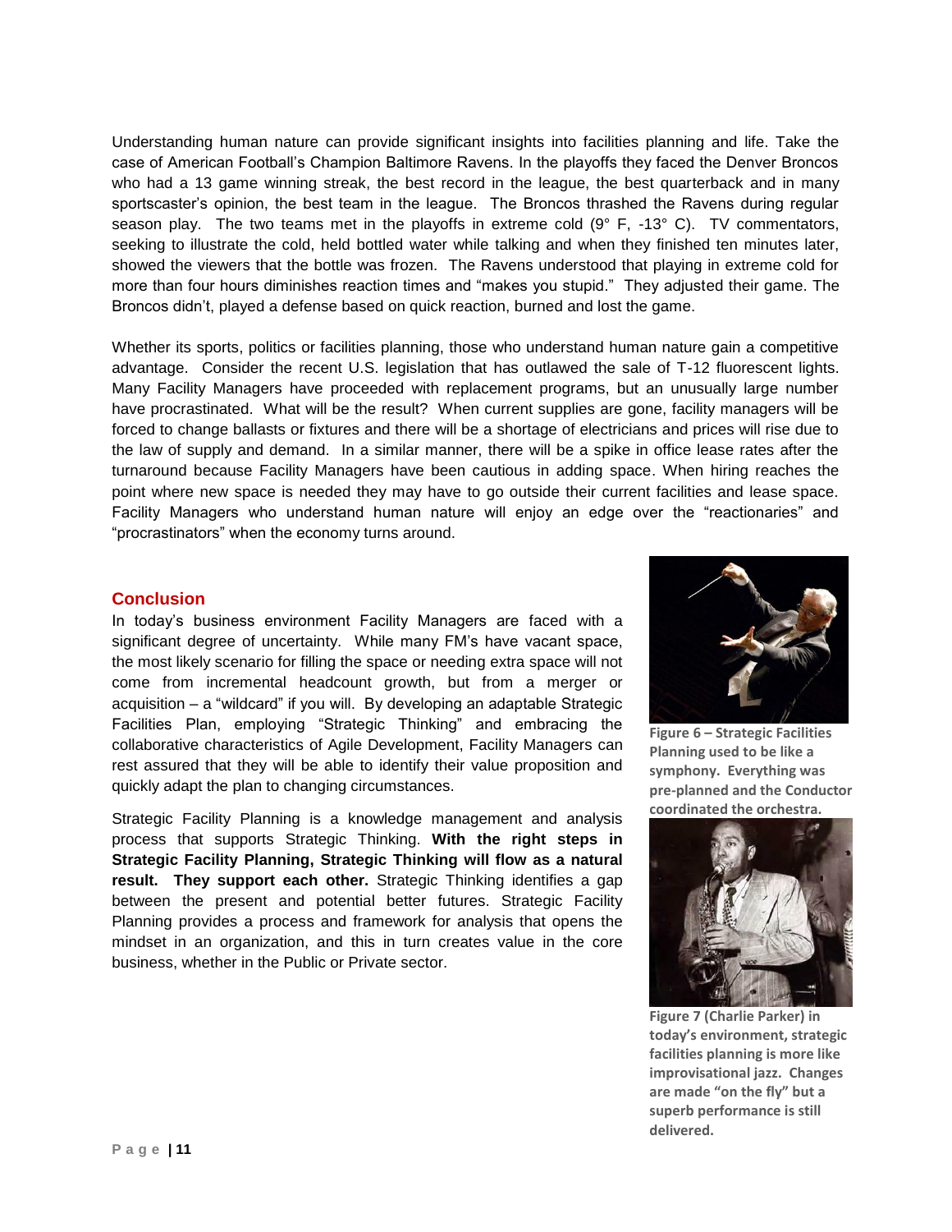Understanding human nature can provide significant insights into facilities planning and life. Take the case of American Football's Champion Baltimore Ravens. In the playoffs they faced the Denver Broncos who had a 13 game winning streak, the best record in the league, the best quarterback and in many sportscaster's opinion, the best team in the league. The Broncos thrashed the Ravens during regular season play. The two teams met in the playoffs in extreme cold (9° F, -13° C). TV commentators, seeking to illustrate the cold, held bottled water while talking and when they finished ten minutes later, showed the viewers that the bottle was frozen. The Ravens understood that playing in extreme cold for more than four hours diminishes reaction times and "makes you stupid." They adjusted their game. The Broncos didn't, played a defense based on quick reaction, burned and lost the game.

Whether its sports, politics or facilities planning, those who understand human nature gain a competitive advantage. Consider the recent U.S. legislation that has outlawed the sale of T-12 fluorescent lights. Many Facility Managers have proceeded with replacement programs, but an unusually large number have procrastinated. What will be the result? When current supplies are gone, facility managers will be forced to change ballasts or fixtures and there will be a shortage of electricians and prices will rise due to the law of supply and demand. In a similar manner, there will be a spike in office lease rates after the turnaround because Facility Managers have been cautious in adding space. When hiring reaches the point where new space is needed they may have to go outside their current facilities and lease space. Facility Managers who understand human nature will enjoy an edge over the "reactionaries" and "procrastinators" when the economy turns around.

## Conclusion

In today's business environment Facility Managers are faced with a significant degree of uncertainty. While many FM's have vacant space, the most likely scenario for filling the space or needing extra space will not come from incremental headcount growth, but from a merger or acquisition – a "wildcard" if you will. By developing an adaptable Strategic Facilities Plan, employing "Strategic Thinking" and embracing the collaborative characteristics of Agile Development, Facility Managers can rest assured that they will be able to identify their value proposition and quickly adapt the plan to changing circumstances.

Strategic Facility Planning is a knowledge management and analysis process that supports Strategic Thinking. **With the right steps in Strategic Facility Planning, Strategic Thinking will flow as a natural result. They support each other.** Strategic Thinking identifies a gap between the present and potential better futures. Strategic Facility Planning provides a process and framework for analysis that opens the mindset in an organization, and this in turn creates value in the core business, whether in the Public or Private sector.

**Figure 6 – Strategic Facilities Planning used to be like a symphony. Everything was pre-planned and the Conductor coordinated the orchestra.**

**Figure 7 (Charlie Parker) in today's environment, strategic facilities planning is more like improvisational jazz. Changes are made "on the fly" but a superb performance is still delivered.**